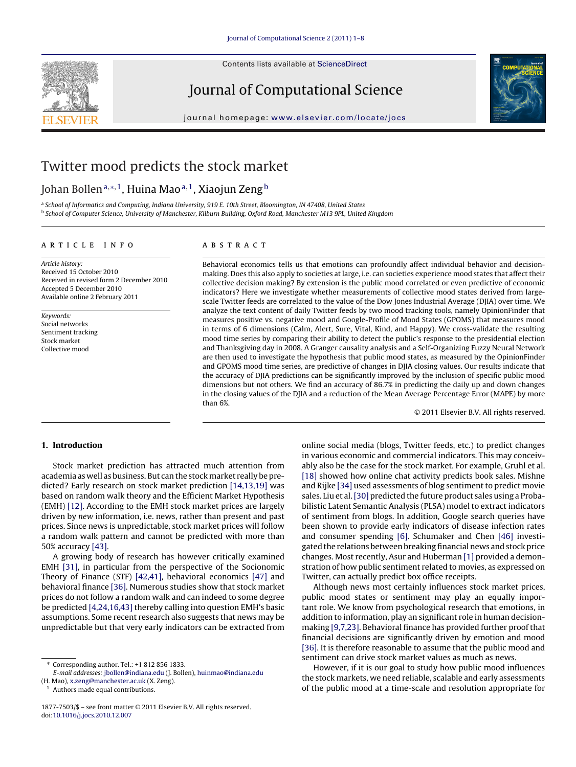# Twitter mood predicts the stock market

Johan Bollen [a,*,1], Huina Mao [a,1], Xiaojun Zeng [b]

[a] School of Informatics and Computing, Indiana University, 919 E. 10th Street, Bloomington, IN 47408, United States
[b] School of Computer Science, University of Manchester, Kilburn Building, Oxford Road, Manchester M13 9PL, United Kingdom

**ARTICLE INFO**

*Article history:*
Received 15 October 2010
Received in revised form 2 December 2010
Accepted 5 December 2010
Available online 2 February 2011

*Keywords:*
Social networks
Sentiment tracking
Stock market
Collective mood

**ABSTRACT**

Behavioral economics tells us that emotions can profoundly affect individual behavior and decision-making. Does this also apply to societies at large, i.e. can societies experience mood states that affect their collective decision making? By extension is the public mood correlated or even predictive of economic indicators? Here we investigate whether measurements of collective mood states derived from large-scale Twitter feeds are correlated to the value of the Dow Jones Industrial Average (DJIA) over time. We analyze the text content of daily Twitter feeds by two mood tracking tools, namely OpinionFinder that measures positive vs. negative mood and Google-Profile of Mood States (GPOMS) that measures mood in terms of 6 dimensions (Calm, Alert, Sure, Vital, Kind, and Happy). We cross-validate the resulting mood time series by comparing their ability to detect the public's response to the presidential election and Thanksgiving day in 2008. A Granger causality analysis and a Self-Organizing Fuzzy Neural Network are then used to investigate the hypothesis that public mood states, as measured by the OpinionFinder and GPOMS mood time series, are predictive of changes in DJIA closing values. Our results indicate that the accuracy of DJIA predictions can be significantly improved by the inclusion of specific public mood dimensions but not others. We find an accuracy of 86.7% in predicting the daily up and down changes in the closing values of the DJIA and a reduction of the Mean Average Percentage Error (MAPE) by more than 6%.

© 2011 Elsevier B.V. All rights reserved.

## 1. Introduction

Stock market prediction has attracted much attention from academia as well as business. But can the stock market really be predicted? Early research on stock market prediction [14,13,19] was based on random walk theory and the Efficient Market Hypothesis (EMH) [12]. According to the EMH stock market prices are largely driven by *new* information, i.e. news, rather than present and past prices. Since news is unpredictable, stock market prices will follow a random walk pattern and cannot be predicted with more than 50% accuracy [43].

A growing body of research has however critically examined EMH [31], in particular from the perspective of the Socionomic Theory of Finance (STF) [42,41], behavioral economics [47] and behavioral finance [36]. Numerous studies show that stock market prices do not follow a random walk and can indeed to some degree be predicted [4,24,16,43] thereby calling into question EMH's basic assumptions. Some recent research also suggests that news may be unpredictable but that very early indicators can be extracted from online social media (blogs, Twitter feeds, etc.) to predict changes in various economic and commercial indicators. This may conceivably also be the case for the stock market. For example, Gruhl et al. [18] showed how online chat activity predicts book sales. Mishne and Rijke [34] used assessments of blog sentiment to predict movie sales. Liu et al. [30] predicted the future product sales using a Probabilistic Latent Semantic Analysis (PLSA) model to extract indicators of sentiment from blogs. In addition, Google search queries have been shown to provide early indicators of disease infection rates and consumer spending [6]. Schumaker and Chen [46] investigated the relations between breaking financial news and stock price changes. Most recently, Asur and Huberman [1] provided a demonstration of how public sentiment related to movies, as expressed on Twitter, can actually predict box office receipts.

Although news most certainly influences stock market prices, public mood states or sentiment may play an equally important role. We know from psychological research that emotions, in addition to information, play an significant role in human decision-making [9,7,23]. Behavioral finance has provided further proof that financial decisions are significantly driven by emotion and mood [36]. It is therefore reasonable to assume that the public mood and sentiment can drive stock market values as much as news.

However, if it is our goal to study how public mood influences the stock markets, we need reliable, scalable and early assessments of the public mood at a time-scale and resolution appropriate for

\* Corresponding author. Tel.: +1 812 856 1833.
*E-mail addresses:* jbollen@indiana.edu (J. Bollen), huinmao@indiana.edu (H. Mao), x.zeng@manchester.ac.uk (X. Zeng).
[1] Authors made equal contributions.

1877-7503/$ – see front matter © 2011 Elsevier B.V. All rights reserved.
doi:10.1016/j.jocs.2010.12.007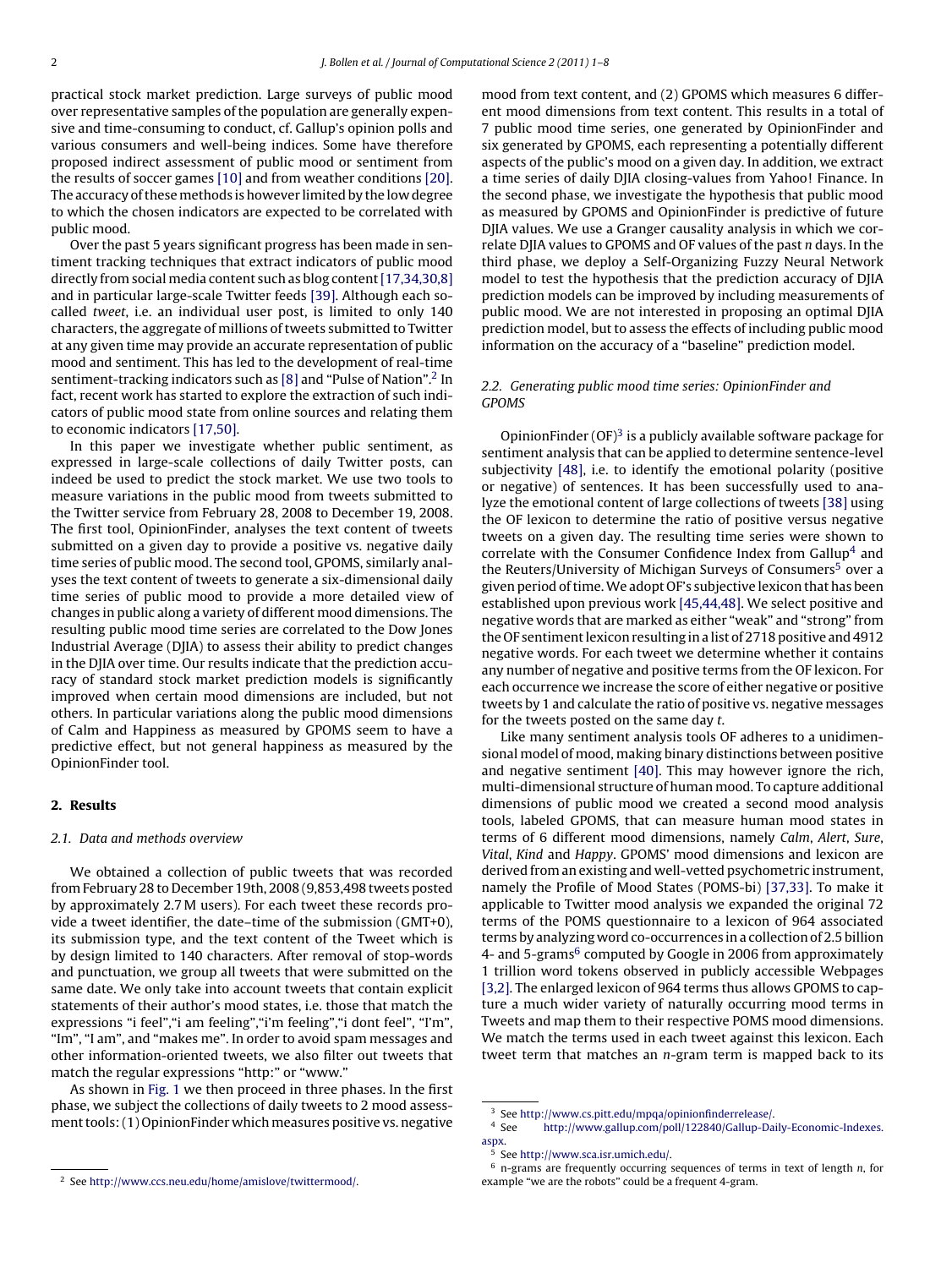practical stock market prediction. Large surveys of public mood over representative samples of the population are generally expensive and time-consuming to conduct, cf. Gallup's opinion polls and various consumers and well-being indices. Some have therefore proposed indirect assessment of public mood or sentiment from the results of soccer games [10] and from weather conditions [20]. The accuracy of these methods is however limited by the low degree to which the chosen indicators are expected to be correlated with public mood.

Over the past 5 years significant progress has been made in sentiment tracking techniques that extract indicators of public mood directly from social media content such as blog content [17,34,30,8] and in particular large-scale Twitter feeds [39]. Although each so-called *tweet*, i.e. an individual user post, is limited to only 140 characters, the aggregate of millions of tweets submitted to Twitter at any given time may provide an accurate representation of public mood and sentiment. This has led to the development of real-time sentiment-tracking indicators such as [8] and "Pulse of Nation".[2] In fact, recent work has started to explore the extraction of such indicators of public mood state from online sources and relating them to economic indicators [17,50].

In this paper we investigate whether public sentiment, as expressed in large-scale collections of daily Twitter posts, can indeed be used to predict the stock market. We use two tools to measure variations in the public mood from tweets submitted to the Twitter service from February 28, 2008 to December 19, 2008. The first tool, OpinionFinder, analyses the text content of tweets submitted on a given day to provide a positive vs. negative daily time series of public mood. The second tool, GPOMS, similarly analyses the text content of tweets to generate a six-dimensional daily time series of public mood to provide a more detailed view of changes in public along a variety of different mood dimensions. The resulting public mood time series are correlated to the Dow Jones Industrial Average (DJIA) to assess their ability to predict changes in the DJIA over time. Our results indicate that the prediction accuracy of standard stock market prediction models is significantly improved when certain mood dimensions are included, but not others. In particular variations along the public mood dimensions of Calm and Happiness as measured by GPOMS seem to have a predictive effect, but not general happiness as measured by the OpinionFinder tool.

## 2. Results

### 2.1. Data and methods overview

We obtained a collection of public tweets that was recorded from February 28 to December 19th, 2008 (9,853,498 tweets posted by approximately 2.7 M users). For each tweet these records provide a tweet identifier, the date–time of the submission (GMT+0), its submission type, and the text content of the Tweet which is by design limited to 140 characters. After removal of stop-words and punctuation, we group all tweets that were submitted on the same date. We only take into account tweets that contain explicit statements of their author's mood states, i.e. those that match the expressions "i feel","i am feeling","i'm feeling","i dont feel", "I'm", "Im", "I am", and "makes me". In order to avoid spam messages and other information-oriented tweets, we also filter out tweets that match the regular expressions "http:" or "www."

As shown in Fig. 1 we then proceed in three phases. In the first phase, we subject the collections of daily tweets to 2 mood assessment tools: (1) OpinionFinder which measures positive vs. negative mood from text content, and (2) GPOMS which measures 6 different mood dimensions from text content. This results in a total of 7 public mood time series, one generated by OpinionFinder and six generated by GPOMS, each representing a potentially different aspects of the public's mood on a given day. In addition, we extract a time series of daily DJIA closing-values from Yahoo! Finance. In the second phase, we investigate the hypothesis that public mood as measured by GPOMS and OpinionFinder is predictive of future DJIA values. We use a Granger causality analysis in which we correlate DJIA values to GPOMS and OF values of the past *n* days. In the third phase, we deploy a Self-Organizing Fuzzy Neural Network model to test the hypothesis that the prediction accuracy of DJIA prediction models can be improved by including measurements of public mood. We are not interested in proposing an optimal DJIA prediction model, but to assess the effects of including public mood information on the accuracy of a "baseline" prediction model.

### 2.2. Generating public mood time series: OpinionFinder and GPOMS

OpinionFinder (OF)[3] is a publicly available software package for sentiment analysis that can be applied to determine sentence-level subjectivity [48], i.e. to identify the emotional polarity (positive or negative) of sentences. It has been successfully used to analyze the emotional content of large collections of tweets [38] using the OF lexicon to determine the ratio of positive versus negative tweets on a given day. The resulting time series were shown to correlate with the Consumer Confidence Index from Gallup[4] and the Reuters/University of Michigan Surveys of Consumers[5] over a given period of time. We adopt OF's subjective lexicon that has been established upon previous work [45,44,48]. We select positive and negative words that are marked as either "weak" and "strong" from the OF sentiment lexicon resulting in a list of 2718 positive and 4912 negative words. For each tweet we determine whether it contains any number of negative and positive terms from the OF lexicon. For each occurrence we increase the score of either negative or positive tweets by 1 and calculate the ratio of positive vs. negative messages for the tweets posted on the same day *t*.

Like many sentiment analysis tools OF adheres to a unidimensional model of mood, making binary distinctions between positive and negative sentiment [40]. This may however ignore the rich, multi-dimensional structure of human mood. To capture additional dimensions of public mood we created a second mood analysis tools, labeled GPOMS, that can measure human mood states in terms of 6 different mood dimensions, namely *Calm*, *Alert*, *Sure*, *Vital*, *Kind* and *Happy*. GPOMS' mood dimensions and lexicon are derived from an existing and well-vetted psychometric instrument, namely the Profile of Mood States (POMS-bi) [37,33]. To make it applicable to Twitter mood analysis we expanded the original 72 terms of the POMS questionnaire to a lexicon of 964 associated terms by analyzing word co-occurrences in a collection of 2.5 billion 4- and 5-grams[6] computed by Google in 2006 from approximately 1 trillion word tokens observed in publicly accessible Webpages [3,2]. The enlarged lexicon of 964 terms thus allows GPOMS to capture a much wider variety of naturally occurring mood terms in Tweets and map them to their respective POMS mood dimensions. We match the terms used in each tweet against this lexicon. Each tweet term that matches an *n*-gram term is mapped back to its

---

[2] See http://www.ccs.neu.edu/home/amislove/twittermood/.

[3] See http://www.cs.pitt.edu/mpqa/opinionfinderrelease/.

[4] See http://www.gallup.com/poll/122840/Gallup-Daily-Economic-Indexes.aspx.

[5] See http://www.sca.isr.umich.edu/.

[6] n-grams are frequently occurring sequences of terms in text of length *n*, for example "we are the robots" could be a frequent 4-gram.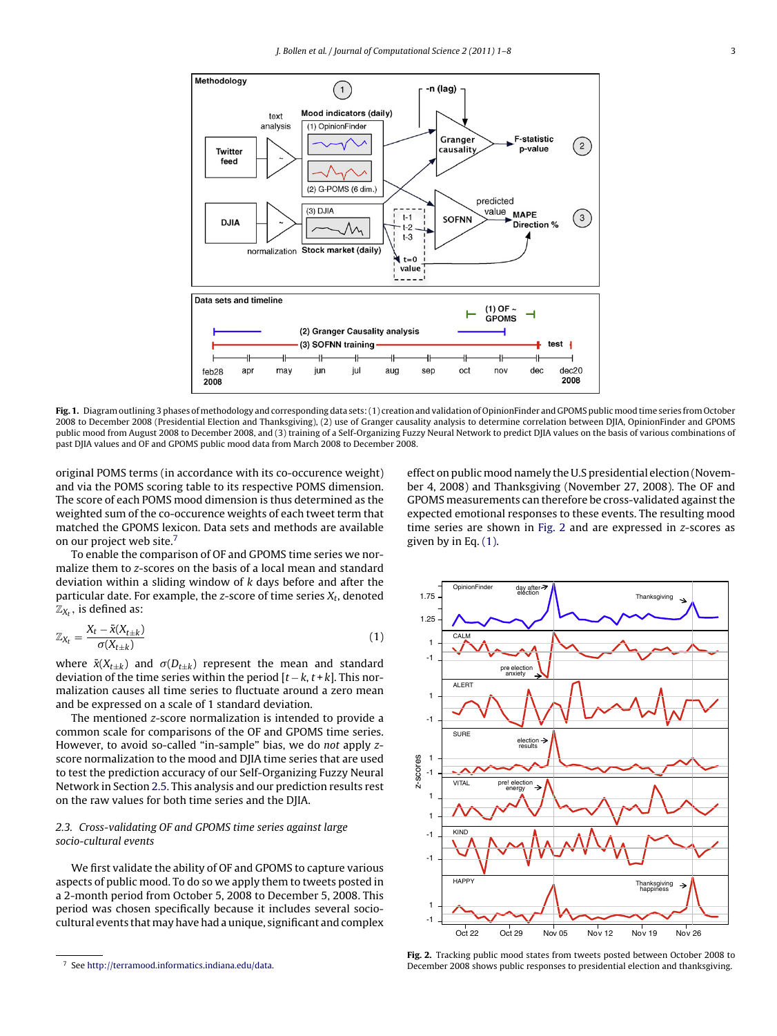**Fig. 1.** Diagram outlining 3 phases of methodology and corresponding data sets: (1) creation and validation of OpinionFinder and GPOMS public mood time series from October 2008 to December 2008 (Presidential Election and Thanksgiving), (2) use of Granger causality analysis to determine correlation between DJIA, OpinionFinder and GPOMS public mood from August 2008 to December 2008, and (3) training of a Self-Organizing Fuzzy Neural Network to predict DJIA values on the basis of various combinations of past DJIA values and OF and GPOMS public mood data from March 2008 to December 2008.

original POMS terms (in accordance with its co-occurence weight) and via the POMS scoring table to its respective POMS dimension. The score of each POMS mood dimension is thus determined as the weighted sum of the co-occurence weights of each tweet term that matched the GPOMS lexicon. Data sets and methods are available on our project web site.[7]

To enable the comparison of OF and GPOMS time series we normalize them to $z$-scores on the basis of a local mean and standard deviation within a sliding window of $k$ days before and after the particular date. For example, the $z$-score of time series $X_t$, denoted $\mathbb{Z}_{X_t}$, is defined as:

$$\mathbb{Z}_{X_t} = \frac{X_t - \bar{x}(X_{t \pm k})}{\sigma(X_{t \pm k})} \tag{1}$$

where $\bar{x}(X_{t \pm k})$ and $\sigma(D_{t \pm k})$ represent the mean and standard deviation of the time series within the period $[t-k, t+k]$. This normalization causes all time series to fluctuate around a zero mean and be expressed on a scale of 1 standard deviation.

The mentioned $z$-score normalization is intended to provide a common scale for comparisons of the OF and GPOMS time series. However, to avoid so-called "in-sample" bias, we do *not* apply $z$-score normalization to the mood and DJIA time series that are used to test the prediction accuracy of our Self-Organizing Fuzzy Neural Network in Section 2.5. This analysis and our prediction results rest on the raw values for both time series and the DJIA.

### *2.3. Cross-validating OF and GPOMS time series against large socio-cultural events*

We first validate the ability of OF and GPOMS to capture various aspects of public mood. To do so we apply them to tweets posted in a 2-month period from October 5, 2008 to December 5, 2008. This period was chosen specifically because it includes several socio-cultural events that may have had a unique, significant and complex effect on public mood namely the U.S presidential election (November 4, 2008) and Thanksgiving (November 27, 2008). The OF and GPOMS measurements can therefore be cross-validated against the expected emotional responses to these events. The resulting mood time series are shown in Fig. 2 and are expressed in $z$-scores as given by in Eq. (1).

**Fig. 2.** Tracking public mood states from tweets posted between October 2008 to December 2008 shows public responses to presidential election and thanksgiving.

[7] See http://terramood.informatics.indiana.edu/data.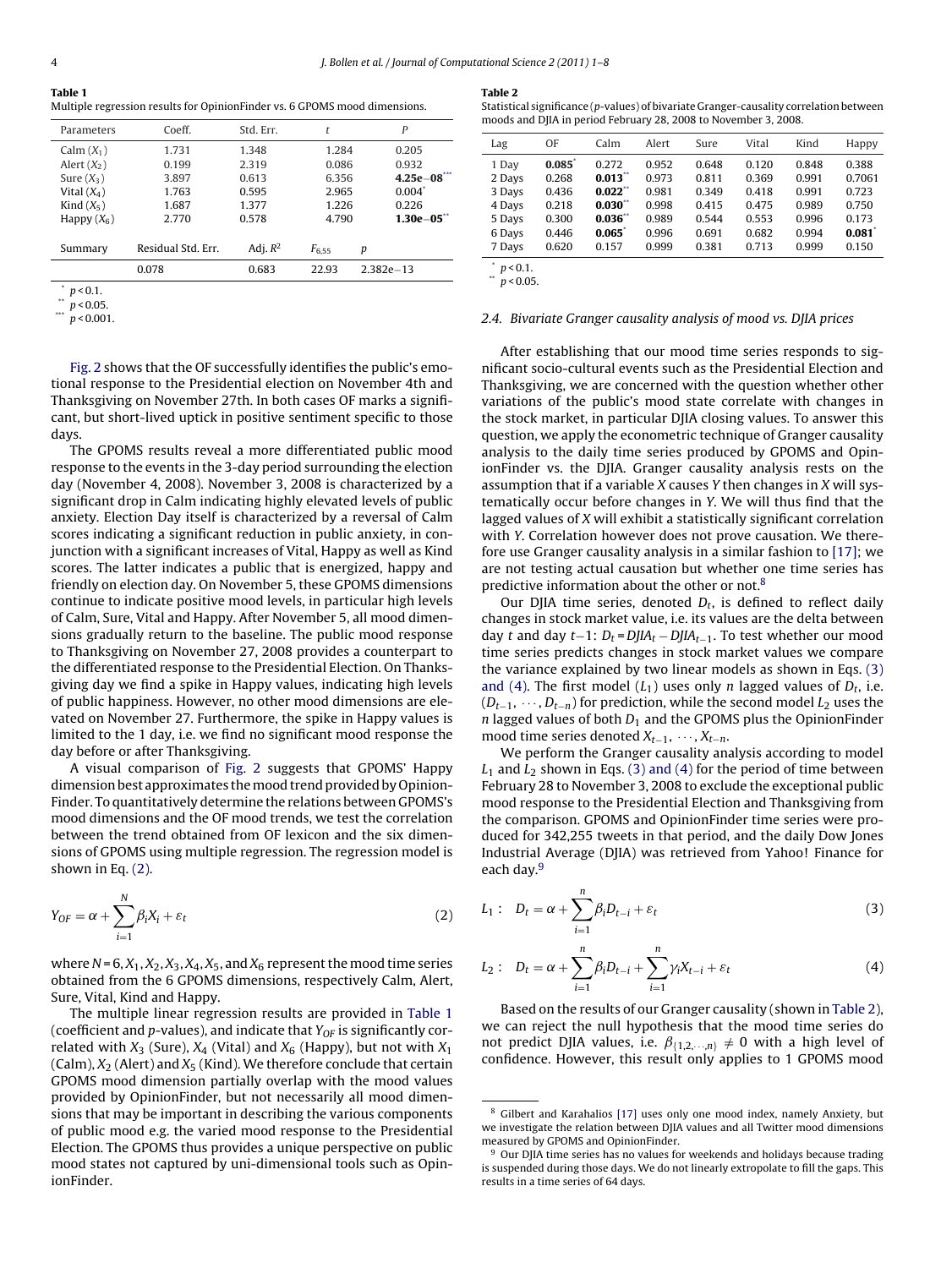**Table 1**
Multiple regression results for OpinionFinder vs. 6 GPOMS mood dimensions.

| Parameters | Coeff. | Std. Err. | $t$ | $P$ |
|---|---|---|---|---|
| Calm ($X_1$) | 1.731 | 1.348 | 1.284 | 0.205 |
| Alert ($X_2$) | 0.199 | 2.319 | 0.086 | 0.932 |
| Sure ($X_3$) | 3.897 | 0.613 | 6.356 | **4.25e−08**[***] |
| Vital ($X_4$) | 1.763 | 0.595 | 2.965 | 0.004[*] |
| Kind ($X_5$) | 1.687 | 1.377 | 1.226 | 0.226 |
| Happy ($X_6$) | 2.770 | 0.578 | 4.790 | **1.30e−05**[**] |
| Summary | Residual Std. Err. | Adj. $R^2$ | $F_{6,55}$ | $p$ |
| | 0.078 | 0.683 | 22.93 | 2.382e−13 |

[*] $p < 0.1$.
[**] $p < 0.05$.
[***] $p < 0.001$.

Fig. 2 shows that the OF successfully identifies the public's emotional response to the Presidential election on November 4th and Thanksgiving on November 27th. In both cases OF marks a significant, but short-lived uptick in positive sentiment specific to those days.

The GPOMS results reveal a more differentiated public mood response to the events in the 3-day period surrounding the election day (November 4, 2008). November 3, 2008 is characterized by a significant drop in Calm indicating highly elevated levels of public anxiety. Election Day itself is characterized by a reversal of Calm scores indicating a significant reduction in public anxiety, in conjunction with a significant increases of Vital, Happy as well as Kind scores. The latter indicates a public that is energized, happy and friendly on election day. On November 5, these GPOMS dimensions continue to indicate positive mood levels, in particular high levels of Calm, Sure, Vital and Happy. After November 5, all mood dimensions gradually return to the baseline. The public mood response to Thanksgiving on November 27, 2008 provides a counterpart to the differentiated response to the Presidential Election. On Thanksgiving day we find a spike in Happy values, indicating high levels of public happiness. However, no other mood dimensions are elevated on November 27. Furthermore, the spike in Happy values is limited to the 1 day, i.e. we find no significant mood response the day before or after Thanksgiving.

A visual comparison of Fig. 2 suggests that GPOMS' Happy dimension best approximates the mood trend provided by OpinionFinder. To quantitatively determine the relations between GPOMS's mood dimensions and the OF mood trends, we test the correlation between the trend obtained from OF lexicon and the six dimensions of GPOMS using multiple regression. The regression model is shown in Eq. (2).

$$Y_{OF} = \alpha + \sum_{i=1}^{N} \beta_i X_i + \varepsilon_t \tag{2}$$

where $N = 6$, $X_1, X_2, X_3, X_4, X_5$, and $X_6$ represent the mood time series obtained from the 6 GPOMS dimensions, respectively Calm, Alert, Sure, Vital, Kind and Happy.

The multiple linear regression results are provided in Table 1 (coefficient and $p$-values), and indicate that $Y_{OF}$ is significantly correlated with $X_3$ (Sure), $X_4$ (Vital) and $X_6$ (Happy), but not with $X_1$ (Calm), $X_2$ (Alert) and $X_5$ (Kind). We therefore conclude that certain GPOMS mood dimension partially overlap with the mood values provided by OpinionFinder, but not necessarily all mood dimensions that may be important in describing the various components of public mood e.g. the varied mood response to the Presidential Election. The GPOMS thus provides a unique perspective on public mood states not captured by uni-dimensional tools such as OpinionFinder.

**Table 2**
Statistical significance ($p$-values) of bivariate Granger-causality correlation between moods and DJIA in period February 28, 2008 to November 3, 2008.

| Lag | OF | Calm | Alert | Sure | Vital | Kind | Happy |
|---|---|---|---|---|---|---|---|
| 1 Day | **0.085**[*] | 0.272 | 0.952 | 0.648 | 0.120 | 0.848 | 0.388 |
| 2 Days | 0.268 | **0.013**[**] | 0.973 | 0.811 | 0.369 | 0.991 | 0.7061 |
| 3 Days | 0.436 | **0.022**[**] | 0.981 | 0.349 | 0.418 | 0.991 | 0.723 |
| 4 Days | 0.218 | **0.030**[**] | 0.998 | 0.415 | 0.475 | 0.989 | 0.750 |
| 5 Days | 0.300 | **0.036**[**] | 0.989 | 0.544 | 0.553 | 0.996 | 0.173 |
| 6 Days | 0.446 | **0.065**[*] | 0.996 | 0.691 | 0.682 | 0.994 | **0.081**[*] |
| 7 Days | 0.620 | 0.157 | 0.999 | 0.381 | 0.713 | 0.999 | 0.150 |

[*] $p < 0.1$.
[**] $p < 0.05$.

### 2.4. Bivariate Granger causality analysis of mood vs. DJIA prices

After establishing that our mood time series responds to significant socio-cultural events such as the Presidential Election and Thanksgiving, we are concerned with the question whether other variations of the public's mood state correlate with changes in the stock market, in particular DJIA closing values. To answer this question, we apply the econometric technique of Granger causality analysis to the daily time series produced by GPOMS and OpinionFinder vs. the DJIA. Granger causality analysis rests on the assumption that if a variable $X$ causes $Y$ then changes in $X$ will systematically occur before changes in $Y$. We will thus find that the lagged values of $X$ will exhibit a statistically significant correlation with $Y$. Correlation however does not prove causation. We therefore use Granger causality analysis in a similar fashion to [17]; we are not testing actual causation but whether one time series has predictive information about the other or not.[8]

Our DJIA time series, denoted $D_t$, is defined to reflect daily changes in stock market value, i.e. its values are the delta between day $t$ and day $t-1$: $D_t = DJIA_t - DJIA_{t-1}$. To test whether our mood time series predicts changes in stock market values we compare the variance explained by two linear models as shown in Eqs. (3) and (4). The first model ($L_1$) uses only $n$ lagged values of $D_t$, i.e. $(D_{t-1}, \cdots, D_{t-n})$ for prediction, while the second model $L_2$ uses the $n$ lagged values of both $D_1$ and the GPOMS plus the OpinionFinder mood time series denoted $X_{t-1}, \cdots, X_{t-n}$.

We perform the Granger causality analysis according to model $L_1$ and $L_2$ shown in Eqs. (3) and (4) for the period of time between February 28 to November 3, 2008 to exclude the exceptional public mood response to the Presidential Election and Thanksgiving from the comparison. GPOMS and OpinionFinder time series were produced for 342,255 tweets in that period, and the daily Dow Jones Industrial Average (DJIA) was retrieved from Yahoo! Finance for each day.[9]

$$L_1: \quad D_t = \alpha + \sum_{i=1}^{n} \beta_i D_{t-i} + \varepsilon_t \tag{3}$$

$$L_2: \quad D_t = \alpha + \sum_{i=1}^{n} \beta_i D_{t-i} + \sum_{i=1}^{n} \gamma_i X_{t-i} + \varepsilon_t \tag{4}$$

Based on the results of our Granger causality (shown in Table 2), we can reject the null hypothesis that the mood time series do not predict DJIA values, i.e. $\beta_{\{1,2,\cdots,n\}} \neq 0$ with a high level of confidence. However, this result only applies to 1 GPOMS mood

[8] Gilbert and Karahalios [17] uses only one mood index, namely Anxiety, but we investigate the relation between DJIA values and all Twitter mood dimensions measured by GPOMS and OpinionFinder.

[9] Our DJIA time series has no values for weekends and holidays because trading is suspended during those days. We do not linearly extropolate to fill the gaps. This results in a time series of 64 days.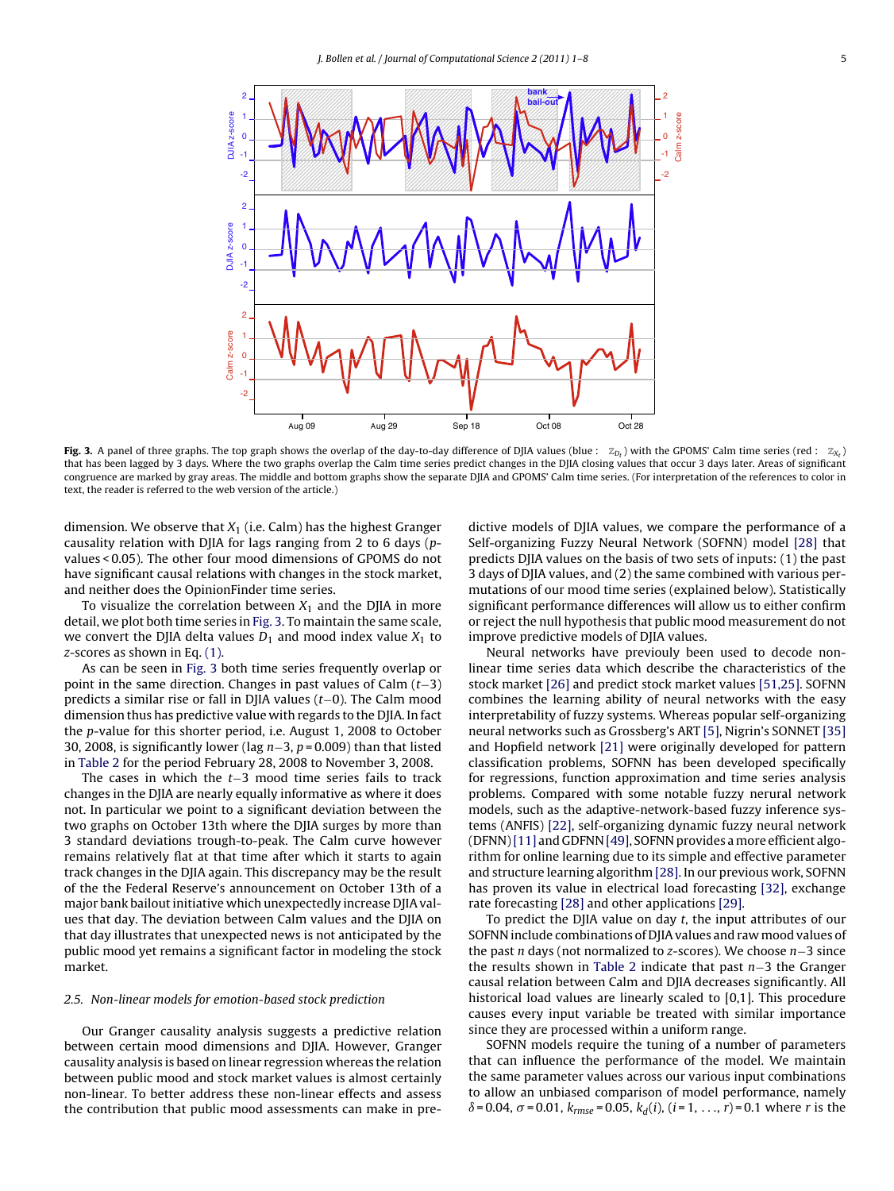**Fig. 3.** A panel of three graphs. The top graph shows the overlap of the day-to-day difference of DJIA values (blue : $\mathbb{Z}_{D_t}$) with the GPOMS' Calm time series (red : $\mathbb{Z}_{X_t}$) that has been lagged by 3 days. Where the two graphs overlap the Calm time series predict changes in the DJIA closing values that occur 3 days later. Areas of significant congruence are marked by gray areas. The middle and bottom graphs show the separate DJIA and GPOMS' Calm time series. (For interpretation of the references to color in text, the reader is referred to the web version of the article.)

dimension. We observe that $X_1$ (i.e. Calm) has the highest Granger causality relation with DJIA for lags ranging from 2 to 6 days ($p$-values < 0.05). The other four mood dimensions of GPOMS do not have significant causal relations with changes in the stock market, and neither does the OpinionFinder time series.

To visualize the correlation between $X_1$ and the DJIA in more detail, we plot both time series in Fig. 3. To maintain the same scale, we convert the DJIA delta values $D_1$ and mood index value $X_1$ to $z$-scores as shown in Eq. (1).

As can be seen in Fig. 3 both time series frequently overlap or point in the same direction. Changes in past values of Calm ($t-3$) predicts a similar rise or fall in DJIA values ($t-0$). The Calm mood dimension thus has predictive value with regards to the DJIA. In fact the $p$-value for this shorter period, i.e. August 1, 2008 to October 30, 2008, is significantly lower (lag $n-3$, $p = 0.009$) than that listed in Table 2 for the period February 28, 2008 to November 3, 2008.

The cases in which the $t-3$ mood time series fails to track changes in the DJIA are nearly equally informative as where it does not. In particular we point to a significant deviation between the two graphs on October 13th where the DJIA surges by more than 3 standard deviations trough-to-peak. The Calm curve however remains relatively flat at that time after which it starts to again track changes in the DJIA again. This discrepancy may be the result of the the Federal Reserve's announcement on October 13th of a major bank bailout initiative which unexpectedly increase DJIA values that day. The deviation between Calm values and the DJIA on that day illustrates that unexpected news is not anticipated by the public mood yet remains a significant factor in modeling the stock market.

### 2.5. Non-linear models for emotion-based stock prediction

Our Granger causality analysis suggests a predictive relation between certain mood dimensions and DJIA. However, Granger causality analysis is based on linear regression whereas the relation between public mood and stock market values is almost certainly non-linear. To better address these non-linear effects and assess the contribution that public mood assessments can make in predictive models of DJIA values, we compare the performance of a Self-organizing Fuzzy Neural Network (SOFNN) model [28] that predicts DJIA values on the basis of two sets of inputs: (1) the past 3 days of DJIA values, and (2) the same combined with various permutations of our mood time series (explained below). Statistically significant performance differences will allow us to either confirm or reject the null hypothesis that public mood measurement do not improve predictive models of DJIA values.

Neural networks have previously been used to decode nonlinear time series data which describe the characteristics of the stock market [26] and predict stock market values [51,25]. SOFNN combines the learning ability of neural networks with the easy interpretability of fuzzy systems. Whereas popular self-organizing neural networks such as Grossberg's ART [5], Nigrin's SONNET [35] and Hopfield network [21] were originally developed for pattern classification problems, SOFNN has been developed specifically for regressions, function approximation and time series analysis problems. Compared with some notable fuzzy neural network models, such as the adaptive-network-based fuzzy inference systems (ANFIS) [22], self-organizing dynamic fuzzy neural network (DFNN) [11] and GDFNN [49], SOFNN provides a more efficient algorithm for online learning due to its simple and effective parameter and structure learning algorithm [28]. In our previous work, SOFNN has proven its value in electrical load forecasting [32], exchange rate forecasting [28] and other applications [29].

To predict the DJIA value on day $t$, the input attributes of our SOFNN include combinations of DJIA values and raw mood values of the past $n$ days (not normalized to $z$-scores). We choose $n-3$ since the results shown in Table 2 indicate that past $n-3$ the Granger causal relation between Calm and DJIA decreases significantly. All historical load values are linearly scaled to [0,1]. This procedure causes every input variable be treated with similar importance since they are processed within a uniform range.

SOFNN models require the tuning of a number of parameters that can influence the performance of the model. We maintain the same parameter values across our various input combinations to allow an unbiased comparison of model performance, namely $\delta = 0.04$, $\sigma = 0.01$, $k_{rmse} = 0.05$, $k_d(i)$, $(i = 1, \ldots, r) = 0.1$ where $r$ is the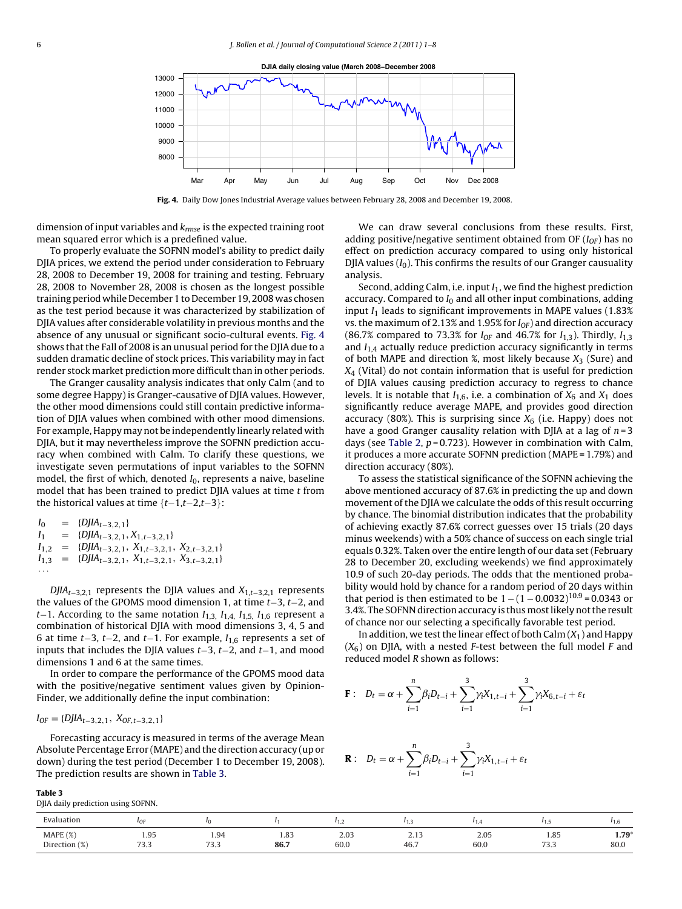Fig. 4. Daily Dow Jones Industrial Average values between February 28, 2008 and December 19, 2008.

dimension of input variables and $k_{rmse}$ is the expected training root mean squared error which is a predefined value.

To properly evaluate the SOFNN model's ability to predict daily DJIA prices, we extend the period under consideration to February 28, 2008 to December 19, 2008 for training and testing. February 28, 2008 to November 28, 2008 is chosen as the longest possible training period while December 1 to December 19, 2008 was chosen as the test period because it was characterized by stabilization of DJIA values after considerable volatility in previous months and the absence of any unusual or significant socio-cultural events. Fig. 4 shows that the Fall of 2008 is an unusual period for the DJIA due to a sudden dramatic decline of stock prices. This variability may in fact render stock market prediction more difficult than in other periods.

The Granger causality analysis indicates that only Calm (and to some degree Happy) is Granger-causative of DJIA values. However, the other mood dimensions could still contain predictive information of DJIA values when combined with other mood dimensions. For example, Happy may not be independently linearly related with DJIA, but it may nevertheless improve the SOFNN prediction accuracy when combined with Calm. To clarify these questions, we investigate seven permutations of input variables to the SOFNN model, the first of which, denoted $I_0$, represents a naive, baseline model that has been trained to predict DJIA values at time $t$ from the historical values at time $\{t-1, t-2, t-3\}$:

$$
\begin{aligned}
I_0 &= \{DJIA_{t-3,2,1}\} \\
I_1 &= \{DJIA_{t-3,2,1}, X_{1,t-3,2,1}\} \\
I_{1,2} &= \{DJIA_{t-3,2,1}, X_{1,t-3,2,1}, X_{2,t-3,2,1}\} \\
I_{1,3} &= \{DJIA_{t-3,2,1}, X_{1,t-3,2,1}, X_{3,t-3,2,1}\} \\
&\ldots
\end{aligned}
$$

$DJIA_{t-3,2,1}$ represents the DJIA values and $X_{1,t-3,2,1}$ represents the values of the GPOMS mood dimension 1, at time $t-3$, $t-2$, and $t-1$. According to the same notation $I_{1,3}$, $I_{1,4}$, $I_{1,5}$, $I_{1,6}$ represent a combination of historical DJIA with mood dimensions 3, 4, 5 and 6 at time $t-3$, $t-2$, and $t-1$. For example, $I_{1,6}$ represents a set of inputs that includes the DJIA values $t-3$, $t-2$, and $t-1$, and mood dimensions 1 and 6 at the same times.

In order to compare the performance of the GPOMS mood data with the positive/negative sentiment values given by OpinionFinder, we additionally define the input combination:

$$I_{OF} = \{DJIA_{t-3,2,1}, X_{OF,t-3,2,1}\}$$

Forecasting accuracy is measured in terms of the average Mean Absolute Percentage Error (MAPE) and the direction accuracy (up or down) during the test period (December 1 to December 19, 2008). The prediction results are shown in Table 3.

We can draw several conclusions from these results. First, adding positive/negative sentiment obtained from OF ($I_{OF}$) has no effect on prediction accuracy compared to using only historical DJIA values ($I_0$). This confirms the results of our Granger causality analysis.

Second, adding Calm, i.e. input $I_1$, we find the highest prediction accuracy. Compared to $I_0$ and all other input combinations, adding input $I_1$ leads to significant improvements in MAPE values (1.83% vs. the maximum of 2.13% and 1.95% for $I_{OF}$) and direction accuracy (86.7% compared to 73.3% for $I_{OF}$ and 46.7% for $I_{1,3}$). Thirdly, $I_{1,3}$ and $I_{1,4}$ actually reduce prediction accuracy significantly in terms of both MAPE and direction %, most likely because $X_3$ (Sure) and $X_4$ (Vital) do not contain information that is useful for prediction of DJIA values causing prediction accuracy to regress to chance levels. It is notable that $I_{1,6}$, i.e. a combination of $X_6$ and $X_1$ does significantly reduce average MAPE, and provides good direction accuracy (80%). This is surprising since $X_6$ (i.e. Happy) does not have a good Granger causality relation with DJIA at a lag of $n = 3$ days (see Table 2, $p = 0.723$). However in combination with Calm, it produces a more accurate SOFNN prediction (MAPE = 1.79%) and direction accuracy (80%).

To assess the statistical significance of the SOFNN achieving the above mentioned accuracy of 87.6% in predicting the up and down movement of the DJIA we calculate the odds of this result occurring by chance. The binomial distribution indicates that the probability of achieving exactly 87.6% correct guesses over 15 trials (20 days minus weekends) with a 50% chance of success on each single trial equals 0.32%. Taken over the entire length of our data set (February 28 to December 20, excluding weekends) we find approximately 10.9 of such 20-day periods. The odds that the mentioned probability would hold by chance for a random period of 20 days within that period is then estimated to be $1-(1-0.0032)^{10.9} = 0.0343$ or 3.4%. The SOFNN direction accuracy is thus most likely not the result of chance nor our selecting a specifically favorable test period.

In addition, we test the linear effect of both Calm ($X_1$) and Happy ($X_6$) on DJIA, with a nested $F$-test between the full model $F$ and reduced model $R$ shown as follows:

$$\mathbf{F}: \quad D_t = \alpha + \sum_{i=1}^{n} \beta_i D_{t-i} + \sum_{i=1}^{3} \gamma_i X_{1,t-i} + \sum_{i=1}^{3} \gamma_i X_{6,t-i} + \varepsilon_t$$

$$\mathbf{R}: \quad D_t = \alpha + \sum_{i=1}^{n} \beta_i D_{t-i} + \sum_{i=1}^{3} \gamma_i X_{1,t-i} + \varepsilon_t$$

**Table 3**
DJIA daily prediction using SOFNN.

| Evaluation | $I_{OF}$ | $I_0$ | $I_1$ | $I_{1,2}$ | $I_{1,3}$ | $I_{1,4}$ | $I_{1,5}$ | $I_{1,6}$ |
|---|---|---|---|---|---|---|---|---|
| MAPE (%) | 1.95 | 1.94 | 1.83 | 2.03 | 2.13 | 2.05 | 1.85 | **1.79*** |
| Direction (%) | 73.3 | 73.3 | **86.7** | 60.0 | 46.7 | 60.0 | 73.3 | 80.0 |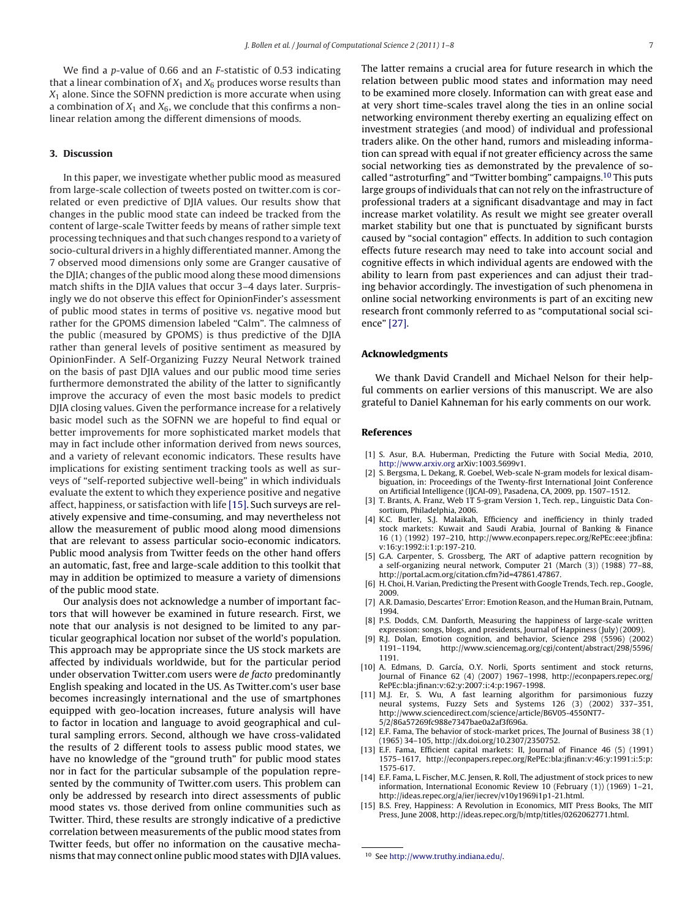We find a *p*-value of 0.66 and an *F*-statistic of 0.53 indicating that a linear combination of $X_1$ and $X_6$ produces worse results than $X_1$ alone. Since the SOFNN prediction is more accurate when using a combination of $X_1$ and $X_6$, we conclude that this confirms a nonlinear relation among the different dimensions of moods.

## 3. Discussion

In this paper, we investigate whether public mood as measured from large-scale collection of tweets posted on twitter.com is correlated or even predictive of DJIA values. Our results show that changes in the public mood state can indeed be tracked from the content of large-scale Twitter feeds by means of rather simple text processing techniques and that such changes respond to a variety of socio-cultural drivers in a highly differentiated manner. Among the 7 observed mood dimensions only some are Granger causative of the DJIA; changes of the public mood along these mood dimensions match shifts in the DJIA values that occur 3–4 days later. Surprisingly we do not observe this effect for OpinionFinder's assessment of public mood states in terms of positive vs. negative mood but rather for the GPOMS dimension labeled "Calm". The calmness of the public (measured by GPOMS) is thus predictive of the DJIA rather than general levels of positive sentiment as measured by OpinionFinder. A Self-Organizing Fuzzy Neural Network trained on the basis of past DJIA values and our public mood time series furthermore demonstrated the ability of the latter to significantly improve the accuracy of even the most basic models to predict DJIA closing values. Given the performance increase for a relatively basic model such as the SOFNN we are hopeful to find equal or better improvements for more sophisticated market models that may in fact include other information derived from news sources, and a variety of relevant economic indicators. These results have implications for existing sentiment tracking tools as well as surveys of "self-reported subjective well-being" in which individuals evaluate the extent to which they experience positive and negative affect, happiness, or satisfaction with life [15]. Such surveys are relatively expensive and time-consuming, and may nevertheless not allow the measurement of public mood along mood dimensions that are relevant to assess particular socio-economic indicators. Public mood analysis from Twitter feeds on the other hand offers an automatic, fast, free and large-scale addition to this toolkit that may in addition be optimized to measure a variety of dimensions of the public mood state.

Our analysis does not acknowledge a number of important factors that will however be examined in future research. First, we note that our analysis is not designed to be limited to any particular geographical location nor subset of the world's population. This approach may be appropriate since the US stock markets are affected by individuals worldwide, but for the particular period under observation Twitter.com users were *de facto* predominantly English speaking and located in the US. As Twitter.com's user base becomes increasingly international and the use of smartphones equipped with geo-location increases, future analysis will have to factor in location and language to avoid geographical and cultural sampling errors. Second, although we have cross-validated the results of 2 different tools to assess public mood states, we have no knowledge of the "ground truth" for public mood states nor in fact for the particular subsample of the population represented by the community of Twitter.com users. This problem can only be addressed by research into direct assessments of public mood states vs. those derived from online communities such as Twitter. Third, these results are strongly indicative of a predictive correlation between measurements of the public mood states from Twitter feeds, but offer no information on the causative mechanisms that may connect online public mood states with DJIA values. The latter remains a crucial area for future research in which the relation between public mood states and information may need to be examined more closely. Information can with great ease and at very short time-scales travel along the ties in an online social networking environment thereby exerting an equalizing effect on investment strategies (and mood) of individual and professional traders alike. On the other hand, rumors and misleading information can spread with equal if not greater efficiency across the same social networking ties as demonstrated by the prevalence of so-called "astroturfing" and "Twitter bombing" campaigns.[10] This puts large groups of individuals that can not rely on the infrastructure of professional traders at a significant disadvantage and may in fact increase market volatility. As result we might see greater overall market stability but one that is punctuated by significant bursts caused by "social contagion" effects. In addition to such contagion effects future research may need to take into account social and cognitive effects in which individual agents are endowed with the ability to learn from past experiences and can adjust their trading behavior accordingly. The investigation of such phenomena in online social networking environments is part of an exciting new research front commonly referred to as "computational social science" [27].

## Acknowledgments

We thank David Crandell and Michael Nelson for their helpful comments on earlier versions of this manuscript. We are also grateful to Daniel Kahneman for his early comments on our work.

## References

[1] S. Asur, B.A. Huberman, Predicting the Future with Social Media, 2010, http://www.arxiv.org arXiv:1003.5699v1.

[2] S. Bergsma, L. Dekang, R. Goebel, Web-scale N-gram models for lexical disambiguation, in: Proceedings of the Twenty-first International Joint Conference on Artificial Intelligence (IJCAI-09), Pasadena, CA, 2009, pp. 1507–1512.

[3] T. Brants, A. Franz, Web 1T 5-gram Version 1, Tech. rep., Linguistic Data Consortium, Philadelphia, 2006.

[4] K.C. Butler, S.J. Malaikah, Efficiency and inefficiency in thinly traded stock markets: Kuwait and Saudi Arabia, Journal of Banking & Finance 16 (1) (1992) 197–210, http://www.econpapers.repec.org/RePEc:eee:jbfina:v:16:y:1992:i:1:p:197-210.

[5] G.A. Carpenter, S. Grossberg, The ART of adaptive pattern recognition by a self-organizing neural network, Computer 21 (March (3)) (1988) 77–88, http://portal.acm.org/citation.cfm?id=47861.47867.

[6] H. Choi, H. Varian, Predicting the Present with Google Trends, Tech. rep., Google, 2009.

[7] A.R. Damasio, Descartes' Error: Emotion Reason, and the Human Brain, Putnam, 1994.

[8] P.S. Dodds, C.M. Danforth, Measuring the happiness of large-scale written expression: songs, blogs, and presidents, Journal of Happiness (July) (2009).

[9] R.J. Dolan, Emotion cognition, and behavior, Science 298 (5596) (2002) 1191–1194, http://www.sciencemag.org/cgi/content/abstract/298/5596/1191.

[10] A. Edmans, D. García, O.Y. Norli, Sports sentiment and stock returns, Journal of Finance 62 (4) (2007) 1967–1998, http://econpapers.repec.org/RePEc:bla:jfinan:v:62:y:2007:i:4:p:1967-1998.

[11] M.J. Er, S. Wu, A fast learning algorithm for parsimonious fuzzy neural systems, Fuzzy Sets and Systems 126 (3) (2002) 337–351, http://www.sciencedirect.com/science/article/B6V05-4550NT7-5/2/86a57269fc988e7347bae0a2af3f696a.

[12] E.F. Fama, The behavior of stock-market prices, The Journal of Business 38 (1) (1965) 34–105, http://dx.doi.org/10.2307/2350752.

[13] E.F. Fama, Efficient capital markets: II, Journal of Finance 46 (5) (1991) 1575–1617, http://econpapers.repec.org/RePEc:bla:jfinan:v:46:y:1991:i:5:p:1575-617.

[14] E.F. Fama, L. Fischer, M.C. Jensen, R. Roll, The adjustment of stock prices to new information, International Economic Review 10 (February (1)) (1969) 1–21, http://ideas.repec.org/a/ier/iecrev/v10y1969i1p1-21.html.

[15] B.S. Frey, Happiness: A Revolution in Economics, MIT Press Books, The MIT Press, June 2008, http://ideas.repec.org/b/mtp/titles/0262062771.html.

[10] See http://www.truthy.indiana.edu/.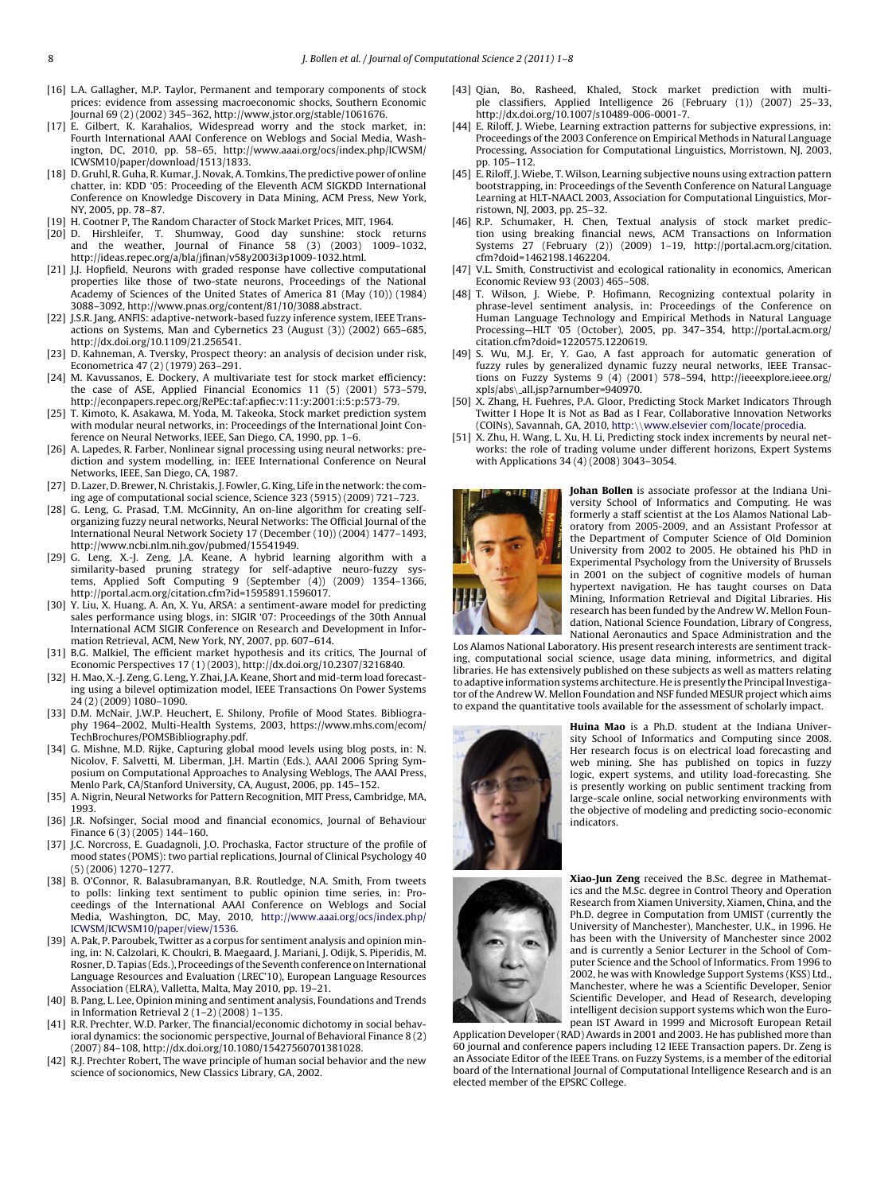[16] L.A. Gallagher, M.P. Taylor, Permanent and temporary components of stock prices: evidence from assessing macroeconomic shocks, Southern Economic Journal 69 (2) (2002) 345–362, http://www.jstor.org/stable/1061676.

[17] E. Gilbert, K. Karahalios, Widespread worry and the stock market, in: Fourth International AAAI Conference on Weblogs and Social Media, Washington, DC, 2010, pp. 58–65, http://www.aaai.org/ocs/index.php/ICWSM/ICWSM10/paper/download/1513/1833.

[18] D. Gruhl, R. Guha, R. Kumar, J. Novak, A. Tomkins, The predictive power of online chatter, in: KDD '05: Proceeding of the Eleventh ACM SIGKDD International Conference on Knowledge Discovery in Data Mining, ACM Press, New York, NY, 2005, pp. 78–87.

[19] H. Cootner P, The Random Character of Stock Market Prices, MIT, 1964.

[20] D. Hirshleifer, T. Shumway, Good day sunshine: stock returns and the weather, Journal of Finance 58 (3) (2003) 1009–1032, http://ideas.repec.org/a/bla/jfinan/v58y2003i3p1009-1032.html.

[21] J.J. Hopfield, Neurons with graded response have collective computational properties like those of two-state neurons, Proceedings of the National Academy of Sciences of the United States of America 81 (May (10)) (1984) 3088–3092, http://www.pnas.org/content/81/10/3088.abstract.

[22] J.S.R. Jang, ANFIS: adaptive-network-based fuzzy inference system, IEEE Transactions on Systems, Man and Cybernetics 23 (August (3)) (2002) 665–685, http://dx.doi.org/10.1109/21.256541.

[23] D. Kahneman, A. Tversky, Prospect theory: an analysis of decision under risk, Econometrica 47 (2) (1979) 263–291.

[24] M. Kavussanos, E. Dockery, A multivariate test for stock market efficiency: the case of ASE, Applied Financial Economics 11 (5) (2001) 573–579, http://econpapers.repec.org/RePEc:taf:apfiec:v:11:y:2001:i:5:p:573-79.

[25] T. Kimoto, K. Asakawa, M. Yoda, M. Takeoka, Stock market prediction system with modular neural networks, in: Proceedings of the International Joint Conference on Neural Networks, IEEE, San Diego, CA, 1990, pp. 1–6.

[26] A. Lapedes, R. Farber, Nonlinear signal processing using neural networks: prediction and system modelling, in: IEEE International Conference on Neural Networks, IEEE, San Diego, CA, 1987.

[27] D. Lazer, D. Brewer, N. Christakis, J. Fowler, G. King, Life in the network: the coming age of computational social science, Science 323 (5915) (2009) 721–723.

[28] G. Leng, G. Prasad, T.M. McGinnity, An on-line algorithm for creating self-organizing fuzzy neural networks, Neural Networks: The Official Journal of the International Neural Network Society 17 (December (10)) (2004) 1477–1493, http://www.ncbi.nlm.nih.gov/pubmed/15541949.

[29] G. Leng, X.-J. Zeng, J.A. Keane, A hybrid learning algorithm with a similarity-based pruning strategy for self-adaptive neuro-fuzzy systems, Applied Soft Computing 9 (September (4)) (2009) 1354–1366, http://portal.acm.org/citation.cfm?id=1595891.1596017.

[30] Y. Liu, X. Huang, A. An, X. Yu, ARSA: a sentiment-aware model for predicting sales performance using blogs, in: SIGIR '07: Proceedings of the 30th Annual International ACM SIGIR Conference on Research and Development in Information Retrieval, ACM, New York, NY, 2007, pp. 607–614.

[31] B.G. Malkiel, The efficient market hypothesis and its critics, The Journal of Economic Perspectives 17 (1) (2003), http://dx.doi.org/10.2307/3216840.

[32] H. Mao, X.-J. Zeng, G. Leng, Y. Zhai, J.A. Keane, Short and mid-term load forecasting using a bilevel optimization model, IEEE Transactions On Power Systems 24 (2) (2009) 1080–1090.

[33] D.M. McNair, J.W.P. Heuchert, E. Shilony, Profile of Mood States. Bibliography 1964–2002, Multi-Health Systems, 2003, https://www.mhs.com/ecom/TechBrochures/POMSBibliography.pdf.

[34] G. Mishne, M.D. Rijke, Capturing global mood levels using blog posts, in: N. Nicolov, F. Salvetti, M. Liberman, J.H. Martin (Eds.), AAAI 2006 Spring Symposium on Computational Approaches to Analysing Weblogs, The AAAI Press, Menlo Park, CA/Stanford University, CA, August, 2006, pp. 145–152.

[35] A. Nigrin, Neural Networks for Pattern Recognition, MIT Press, Cambridge, MA, 1993.

[36] J.R. Nofsinger, Social mood and financial economics, Journal of Behaviour Finance 6 (3) (2005) 144–160.

[37] J.C. Norcross, E. Guadagnoli, J.O. Prochaska, Factor structure of the profile of mood states (POMS): two partial replications, Journal of Clinical Psychology 40 (5) (2006) 1270–1277.

[38] B. O'Connor, R. Balasubramanyan, B.R. Routledge, N.A. Smith, From tweets to polls: linking text sentiment to public opinion time series, in: Proceedings of the International AAAI Conference on Weblogs and Social Media, Washington, DC, May, 2010, http://www.aaai.org/ocs/index.php/ICWSM/ICWSM10/paper/view/1536.

[39] A. Pak, P. Paroubek, Twitter as a corpus for sentiment analysis and opinion mining, in: N. Calzolari, K. Choukri, B. Maegaard, J. Mariani, J. Odijk, S. Piperidis, M. Rosner, D. Tapias (Eds.), Proceedings of the Seventh conference on International Language Resources and Evaluation (LREC'10), European Language Resources Association (ELRA), Valletta, Malta, May 2010, pp. 19–21.

[40] B. Pang, L. Lee, Opinion mining and sentiment analysis, Foundations and Trends in Information Retrieval 2 (1–2) (2008) 1–135.

[41] R.R. Prechter, W.D. Parker, The financial/economic dichotomy in social behavioral dynamics: the socionomic perspective, Journal of Behavioral Finance 8 (2) (2007) 84–108, http://dx.doi.org/10.1080/15427560701381028.

[42] R.J. Prechter Robert, The wave principle of human social behavior and the new science of socionomics, New Classics Library, GA, 2002.

[43] Qian, Bo, Rasheed, Khaled, Stock market prediction with multiple classifiers, Applied Intelligence 26 (February (1)) (2007) 25–33, http://dx.doi.org/10.1007/s10489-006-0001-7.

[44] E. Riloff, J. Wiebe, Learning extraction patterns for subjective expressions, in: Proceedings of the 2003 Conference on Empirical Methods in Natural Language Processing, Association for Computational Linguistics, Morristown, NJ, 2003, pp. 105–112.

[45] E. Riloff, J. Wiebe, T. Wilson, Learning subjective nouns using extraction pattern bootstrapping, in: Proceedings of the Seventh Conference on Natural Language Learning at HLT-NAACL 2003, Association for Computational Linguistics, Morristown, NJ, 2003, pp. 25–32.

[46] R.P. Schumaker, H. Chen, Textual analysis of stock market prediction using breaking financial news, ACM Transactions on Information Systems 27 (February (2)) (2009) 1–19, http://portal.acm.org/citation.cfm?doid=1462198.1462204.

[47] V.L. Smith, Constructivist and ecological rationality in economics, American Economic Review 93 (2003) 465–508.

[48] T. Wilson, J. Wiebe, P. Hofimann, Recognizing contextual polarity in phrase-level sentiment analysis, in: Proceedings of the Conference on Human Language Technology and Empirical Methods in Natural Language Processing—HLT '05 (October), 2005, pp. 347–354, http://portal.acm.org/citation.cfm?doid=1220575.1220619.

[49] S. Wu, M.J. Er, Y. Gao, A fast approach for automatic generation of fuzzy rules by generalized dynamic fuzzy neural networks, IEEE Transactions on Fuzzy Systems 9 (4) (2001) 578–594, http://ieeexplore.ieee.org/xpls/abs\_all.jsp?arnumber=940970.

[50] X. Zhang, H. Fuehres, P.A. Gloor, Predicting Stock Market Indicators Through Twitter I Hope It is Not as Bad as I Fear, Collaborative Innovation Networks (COINs), Savannah, GA, 2010, http:\\www.elsevier com/locate/procedia.

[51] X. Zhu, H. Wang, L. Xu, H. Li, Predicting stock index increments by neural networks: the role of trading volume under different horizons, Expert Systems with Applications 34 (4) (2008) 3043–3054.

**Johan Bollen** is associate professor at the Indiana University School of Informatics and Computing. He was formerly a staff scientist at the Los Alamos National Laboratory from 2005-2009, and an Assistant Professor at the Department of Computer Science of Old Dominion University from 2002 to 2005. He obtained his PhD in Experimental Psychology from the University of Brussels in 2001 on the subject of cognitive models of human hypertext navigation. He has taught courses on Data Mining, Information Retrieval and Digital Libraries. His research has been funded by the Andrew W. Mellon Foundation, National Science Foundation, Library of Congress, National Aeronautics and Space Administration and the Los Alamos National Laboratory. His present research interests are sentiment tracking, computational social science, usage data mining, informetrics, and digital libraries. He has extensively published on these subjects as well as matters relating to adaptive information systems architecture. He is presently the Principal Investigator of the Andrew W. Mellon Foundation and NSF funded MESUR project which aims to expand the quantitative tools available for the assessment of scholarly impact.

**Huina Mao** is a Ph.D. student at the Indiana University School of Informatics and Computing since 2008. Her research focus is on electrical load forecasting and web mining. She has published on topics in fuzzy logic, expert systems, and utility load-forecasting. She is presently working on public sentiment tracking from large-scale online, social networking environments with the objective of modeling and predicting socio-economic indicators.

**Xiao-Jun Zeng** received the B.Sc. degree in Mathematics and the M.Sc. degree in Control Theory and Operation Research from Xiamen University, Xiamen, China, and the Ph.D. degree in Computation from UMIST (currently the University of Manchester), Manchester, U.K., in 1996. He has been with the University of Manchester since 2002 and is currently a Senior Lecturer in the School of Computer Science and the School of Informatics. From 1996 to 2002, he was with Knowledge Support Systems (KSS) Ltd., Manchester, where he was a Scientific Developer, Senior Scientific Developer, and Head of Research, developing intelligent decision support systems which won the European IST Award in 1999 and Microsoft European Retail Application Developer (RAD) Awards in 2001 and 2003. He has published more than 60 journal and conference papers including 12 IEEE Transaction papers. Dr. Zeng is an Associate Editor of the IEEE Trans. on Fuzzy Systems, is a member of the editorial board of the International Journal of Computational Intelligence Research and is an elected member of the EPSRC College.